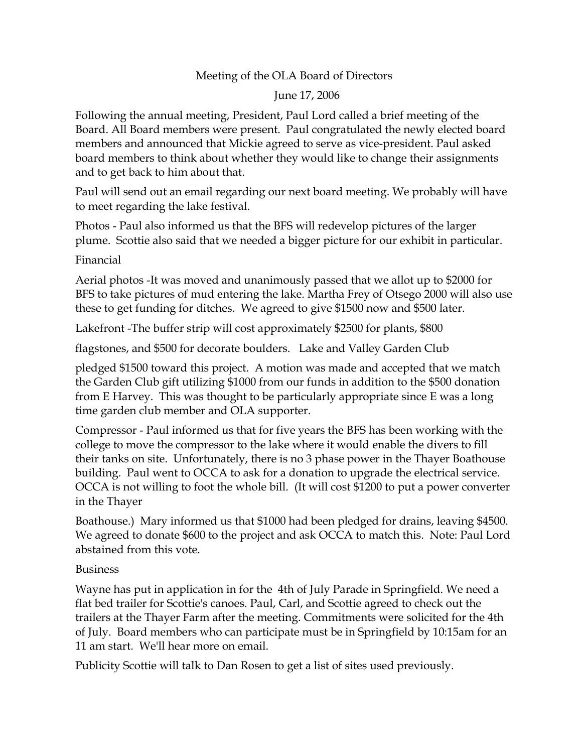# Meeting of the OLA Board of Directors

June 17, 2006

Following the annual meeting, President, Paul Lord called a brief meeting of the Board. All Board members were present. Paul congratulated the newly elected board members and announced that Mickie agreed to serve as vice-president. Paul asked board members to think about whether they would like to change their assignments and to get back to him about that.

Paul will send out an email regarding our next board meeting. We probably will have to meet regarding the lake festival.

Photos - Paul also informed us that the BFS will redevelop pictures of the larger plume. Scottie also said that we needed a bigger picture for our exhibit in particular.

Financial

Aerial photos -It was moved and unanimously passed that we allot up to $2000 for BFS to take pictures of mud entering the lake. Martha Frey of Otsego 2000 will also use these to get funding for ditches. We agreed to give $1500 now and $500 later.

Lakefront -The buffer strip will cost approximately $2500 for plants, $800 flagstones, and $500 for decorate boulders. Lake and Valley Garden Club pledged $1500 toward this project. A motion was made and accepted that we match the Garden Club gift utilizing $1000 from our funds in addition to the $500 donation from E Harvey. This was thought to be particularly appropriate since E was a long time garden club member and OLA supporter.

Compressor - Paul informed us that for five years the BFS has been working with the college to move the compressor to the lake where it would enable the divers to fill their tanks on site. Unfortunately, there is no 3 phase power in the Thayer Boathouse building. Paul went to OCCA to ask for a donation to upgrade the electrical service. OCCA is not willing to foot the whole bill. (It will cost $1200 to put a power converter in the Thayer Boathouse.) Mary informed us that $1000 had been pledged for drains, leaving $4500. We agreed to donate $600 to the project and ask OCCA to match this. Note: Paul Lord abstained from this vote.

Business

Wayne has put in application in for the 4th of July Parade in Springfield. We need a flat bed trailer for Scottie's canoes. Paul, Carl, and Scottie agreed to check out the trailers at the Thayer Farm after the meeting. Commitments were solicited for the 4th of July. Board members who can participate must be in Springfield by 10:15am for an 11 am start. We'll hear more on email.

Publicity Scottie will talk to Dan Rosen to get a list of sites used previously.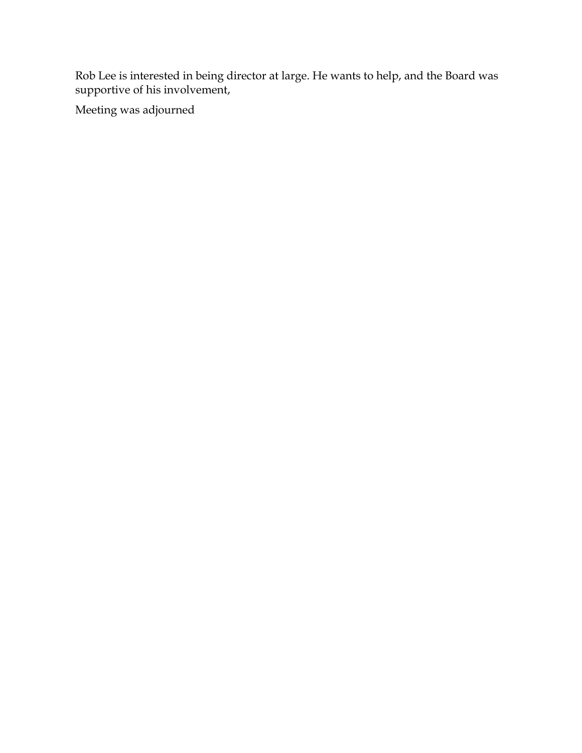Rob Lee is interested in being director at large. He wants to help, and the Board was supportive of his involvement,

Meeting was adjourned